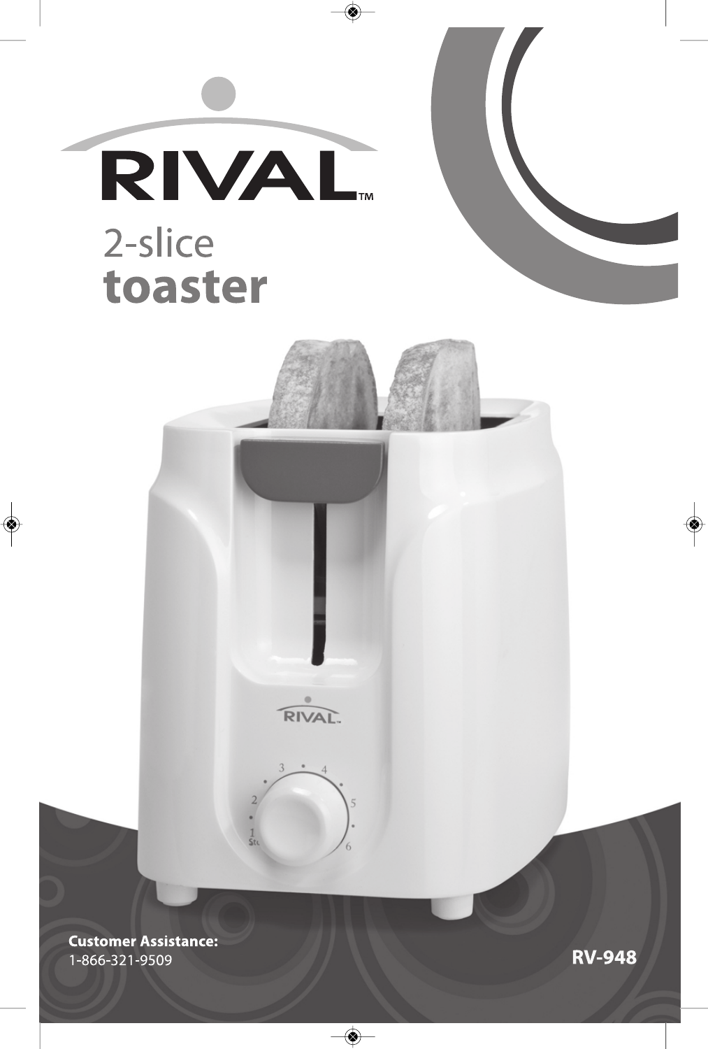# RIVAL™

## 2-slice **toaster**

**Customer Assistance:**
1-866-321-9509

**RV-948**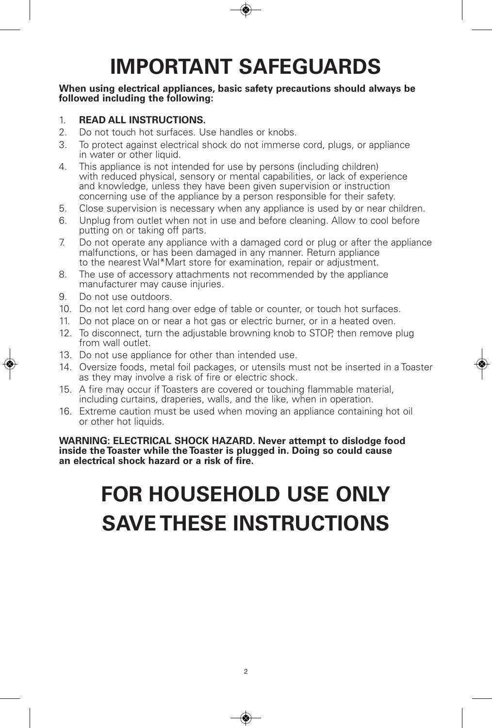# IMPORTANT SAFEGUARDS

**When using electrical appliances, basic safety precautions should always be followed including the following:**

1. **READ ALL INSTRUCTIONS.**
2. Do not touch hot surfaces. Use handles or knobs.
3. To protect against electrical shock do not immerse cord, plugs, or appliance in water or other liquid.
4. This appliance is not intended for use by persons (including children) with reduced physical, sensory or mental capabilities, or lack of experience and knowledge, unless they have been given supervision or instruction concerning use of the appliance by a person responsible for their safety.
5. Close supervision is necessary when any appliance is used by or near children.
6. Unplug from outlet when not in use and before cleaning. Allow to cool before putting on or taking off parts.
7. Do not operate any appliance with a damaged cord or plug or after the appliance malfunctions, or has been damaged in any manner. Return appliance to the nearest Wal*Mart store for examination, repair or adjustment.
8. The use of accessory attachments not recommended by the appliance manufacturer may cause injuries.
9. Do not use outdoors.
10. Do not let cord hang over edge of table or counter, or touch hot surfaces.
11. Do not place on or near a hot gas or electric burner, or in a heated oven.
12. To disconnect, turn the adjustable browning knob to STOP, then remove plug from wall outlet.
13. Do not use appliance for other than intended use.
14. Oversize foods, metal foil packages, or utensils must not be inserted in a Toaster as they may involve a risk of fire or electric shock.
15. A fire may occur if Toasters are covered or touching flammable material, including curtains, draperies, walls, and the like, when in operation.
16. Extreme caution must be used when moving an appliance containing hot oil or other hot liquids.

**WARNING: ELECTRICAL SHOCK HAZARD. Never attempt to dislodge food inside the Toaster while the Toaster is plugged in. Doing so could cause an electrical shock hazard or a risk of fire.**

# FOR HOUSEHOLD USE ONLY

# SAVE THESE INSTRUCTIONS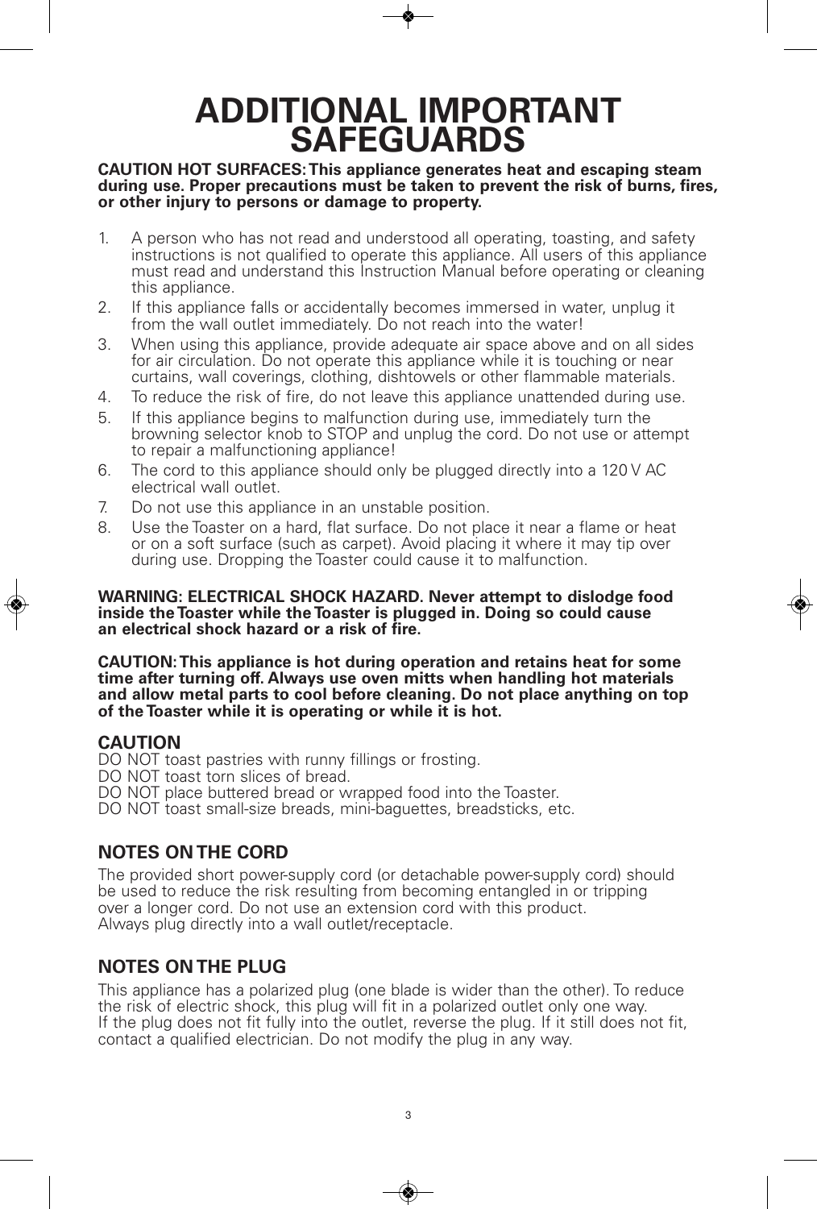# ADDITIONAL IMPORTANT SAFEGUARDS

**CAUTION HOT SURFACES: This appliance generates heat and escaping steam during use. Proper precautions must be taken to prevent the risk of burns, fires, or other injury to persons or damage to property.**

1. A person who has not read and understood all operating, toasting, and safety instructions is not qualified to operate this appliance. All users of this appliance must read and understand this Instruction Manual before operating or cleaning this appliance.
2. If this appliance falls or accidentally becomes immersed in water, unplug it from the wall outlet immediately. Do not reach into the water!
3. When using this appliance, provide adequate air space above and on all sides for air circulation. Do not operate this appliance while it is touching or near curtains, wall coverings, clothing, dishtowels or other flammable materials.
4. To reduce the risk of fire, do not leave this appliance unattended during use.
5. If this appliance begins to malfunction during use, immediately turn the browning selector knob to STOP and unplug the cord. Do not use or attempt to repair a malfunctioning appliance!
6. The cord to this appliance should only be plugged directly into a 120 V AC electrical wall outlet.
7. Do not use this appliance in an unstable position.
8. Use the Toaster on a hard, flat surface. Do not place it near a flame or heat or on a soft surface (such as carpet). Avoid placing it where it may tip over during use. Dropping the Toaster could cause it to malfunction.

**WARNING: ELECTRICAL SHOCK HAZARD. Never attempt to dislodge food inside the Toaster while the Toaster is plugged in. Doing so could cause an electrical shock hazard or a risk of fire.**

**CAUTION: This appliance is hot during operation and retains heat for some time after turning off. Always use oven mitts when handling hot materials and allow metal parts to cool before cleaning. Do not place anything on top of the Toaster while it is operating or while it is hot.**

### CAUTION

DO NOT toast pastries with runny fillings or frosting.
DO NOT toast torn slices of bread.
DO NOT place buttered bread or wrapped food into the Toaster.
DO NOT toast small-size breads, mini-baguettes, breadsticks, etc.

## NOTES ON THE CORD

The provided short power-supply cord (or detachable power-supply cord) should be used to reduce the risk resulting from becoming entangled in or tripping over a longer cord. Do not use an extension cord with this product. Always plug directly into a wall outlet/receptacle.

## NOTES ON THE PLUG

This appliance has a polarized plug (one blade is wider than the other). To reduce the risk of electric shock, this plug will fit in a polarized outlet only one way. If the plug does not fit fully into the outlet, reverse the plug. If it still does not fit, contact a qualified electrician. Do not modify the plug in any way.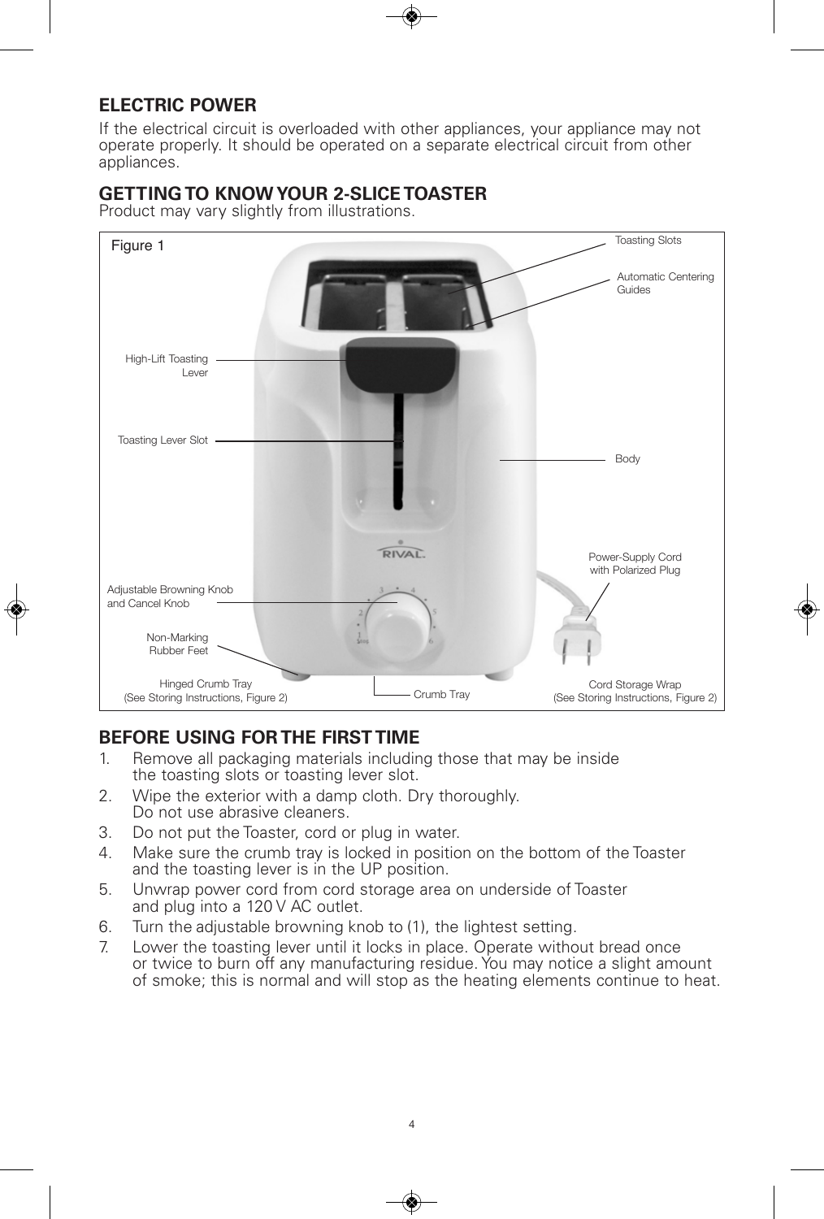## ELECTRIC POWER

If the electrical circuit is overloaded with other appliances, your appliance may not operate properly. It should be operated on a separate electrical circuit from other appliances.

## GETTING TO KNOW YOUR 2-SLICE TOASTER

Product may vary slightly from illustrations.

Figure 1

Toasting Slots

Automatic Centering Guides

High-Lift Toasting Lever

Toasting Lever Slot

Body

Power-Supply Cord with Polarized Plug

Adjustable Browning Knob and Cancel Knob

Non-Marking Rubber Feet

Hinged Crumb Tray (See Storing Instructions, Figure 2)

Crumb Tray

Cord Storage Wrap (See Storing Instructions, Figure 2)

## BEFORE USING FOR THE FIRST TIME

1. Remove all packaging materials including those that may be inside the toasting slots or toasting lever slot.
2. Wipe the exterior with a damp cloth. Dry thoroughly. Do not use abrasive cleaners.
3. Do not put the Toaster, cord or plug in water.
4. Make sure the crumb tray is locked in position on the bottom of the Toaster and the toasting lever is in the UP position.
5. Unwrap power cord from cord storage area on underside of Toaster and plug into a 120 V AC outlet.
6. Turn the adjustable browning knob to (1), the lightest setting.
7. Lower the toasting lever until it locks in place. Operate without bread once or twice to burn off any manufacturing residue. You may notice a slight amount of smoke; this is normal and will stop as the heating elements continue to heat.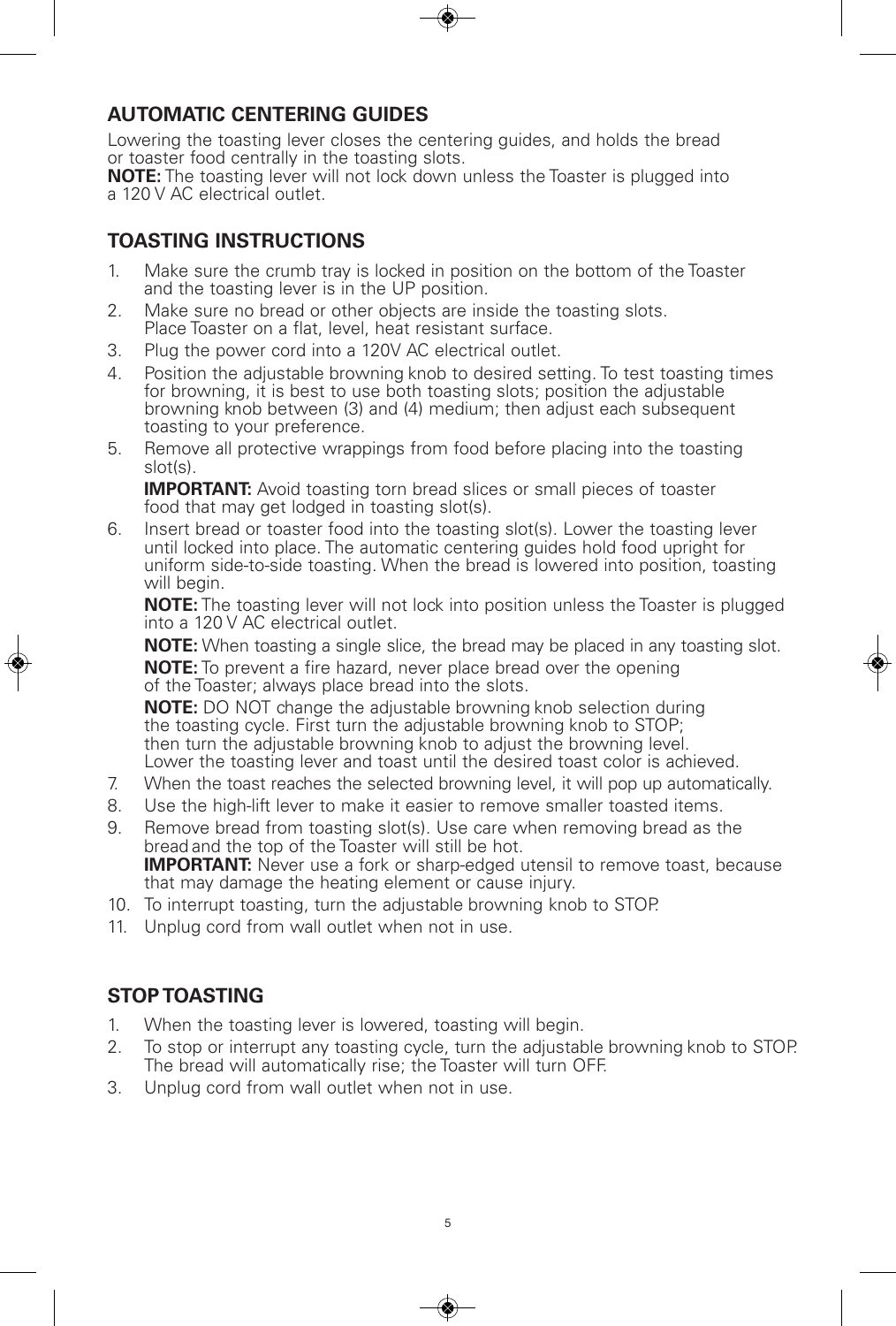## AUTOMATIC CENTERING GUIDES

Lowering the toasting lever closes the centering guides, and holds the bread or toaster food centrally in the toasting slots.

**NOTE:** The toasting lever will not lock down unless the Toaster is plugged into a 120 V AC electrical outlet.

## TOASTING INSTRUCTIONS

1. Make sure the crumb tray is locked in position on the bottom of the Toaster and the toasting lever is in the UP position.
2. Make sure no bread or other objects are inside the toasting slots. Place Toaster on a flat, level, heat resistant surface.
3. Plug the power cord into a 120V AC electrical outlet.
4. Position the adjustable browning knob to desired setting. To test toasting times for browning, it is best to use both toasting slots; position the adjustable browning knob between (3) and (4) medium; then adjust each subsequent toasting to your preference.
5. Remove all protective wrappings from food before placing into the toasting slot(s).

   **IMPORTANT:** Avoid toasting torn bread slices or small pieces of toaster food that may get lodged in toasting slot(s).
6. Insert bread or toaster food into the toasting slot(s). Lower the toasting lever until locked into place. The automatic centering guides hold food upright for uniform side-to-side toasting. When the bread is lowered into position, toasting will begin.

   **NOTE:** The toasting lever will not lock into position unless the Toaster is plugged into a 120 V AC electrical outlet.

   **NOTE:** When toasting a single slice, the bread may be placed in any toasting slot.

   **NOTE:** To prevent a fire hazard, never place bread over the opening of the Toaster; always place bread into the slots.

   **NOTE:** DO NOT change the adjustable browning knob selection during the toasting cycle. First turn the adjustable browning knob to STOP; then turn the adjustable browning knob to adjust the browning level. Lower the toasting lever and toast until the desired toast color is achieved.
7. When the toast reaches the selected browning level, it will pop up automatically.
8. Use the high-lift lever to make it easier to remove smaller toasted items.
9. Remove bread from toasting slot(s). Use care when removing bread as the bread and the top of the Toaster will still be hot.

   **IMPORTANT:** Never use a fork or sharp-edged utensil to remove toast, because that may damage the heating element or cause injury.
10. To interrupt toasting, turn the adjustable browning knob to STOP.
11. Unplug cord from wall outlet when not in use.

## STOP TOASTING

1. When the toasting lever is lowered, toasting will begin.
2. To stop or interrupt any toasting cycle, turn the adjustable browning knob to STOP. The bread will automatically rise; the Toaster will turn OFF.
3. Unplug cord from wall outlet when not in use.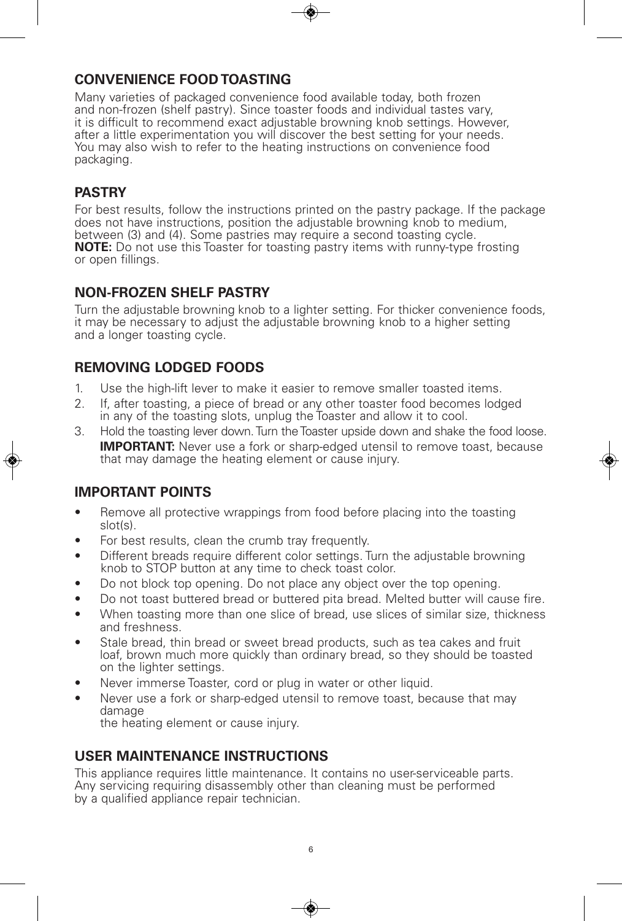## CONVENIENCE FOOD TOASTING

Many varieties of packaged convenience food available today, both frozen and non-frozen (shelf pastry). Since toaster foods and individual tastes vary, it is difficult to recommend exact adjustable browning knob settings. However, after a little experimentation you will discover the best setting for your needs. You may also wish to refer to the heating instructions on convenience food packaging.

## PASTRY

For best results, follow the instructions printed on the pastry package. If the package does not have instructions, position the adjustable browning knob to medium, between (3) and (4). Some pastries may require a second toasting cycle.
**NOTE:** Do not use this Toaster for toasting pastry items with runny-type frosting or open fillings.

## NON-FROZEN SHELF PASTRY

Turn the adjustable browning knob to a lighter setting. For thicker convenience foods, it may be necessary to adjust the adjustable browning knob to a higher setting and a longer toasting cycle.

## REMOVING LODGED FOODS

1. Use the high-lift lever to make it easier to remove smaller toasted items.
2. If, after toasting, a piece of bread or any other toaster food becomes lodged in any of the toasting slots, unplug the Toaster and allow it to cool.
3. Hold the toasting lever down. Turn the Toaster upside down and shake the food loose.
   **IMPORTANT:** Never use a fork or sharp-edged utensil to remove toast, because that may damage the heating element or cause injury.

## IMPORTANT POINTS

- Remove all protective wrappings from food before placing into the toasting slot(s).
- For best results, clean the crumb tray frequently.
- Different breads require different color settings. Turn the adjustable browning knob to STOP button at any time to check toast color.
- Do not block top opening. Do not place any object over the top opening.
- Do not toast buttered bread or buttered pita bread. Melted butter will cause fire.
- When toasting more than one slice of bread, use slices of similar size, thickness and freshness.
- Stale bread, thin bread or sweet bread products, such as tea cakes and fruit loaf, brown much more quickly than ordinary bread, so they should be toasted on the lighter settings.
- Never immerse Toaster, cord or plug in water or other liquid.
- Never use a fork or sharp-edged utensil to remove toast, because that may damage the heating element or cause injury.

## USER MAINTENANCE INSTRUCTIONS

This appliance requires little maintenance. It contains no user-serviceable parts. Any servicing requiring disassembly other than cleaning must be performed by a qualified appliance repair technician.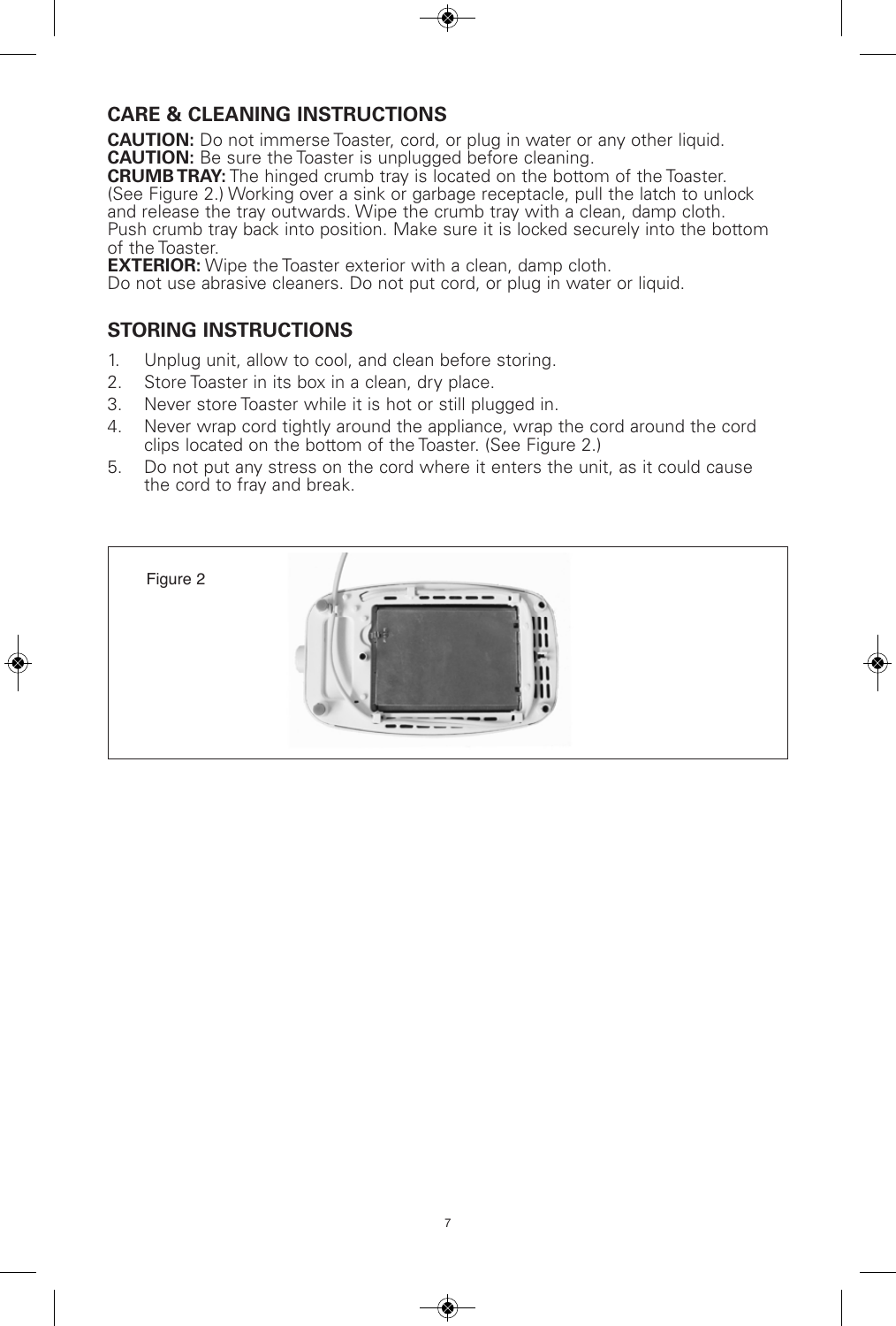## CARE & CLEANING INSTRUCTIONS

**CAUTION:** Do not immerse Toaster, cord, or plug in water or any other liquid.
**CAUTION:** Be sure the Toaster is unplugged before cleaning.
**CRUMB TRAY:** The hinged crumb tray is located on the bottom of the Toaster. (See Figure 2.) Working over a sink or garbage receptacle, pull the latch to unlock and release the tray outwards. Wipe the crumb tray with a clean, damp cloth. Push crumb tray back into position. Make sure it is locked securely into the bottom of the Toaster.
**EXTERIOR:** Wipe the Toaster exterior with a clean, damp cloth.
Do not use abrasive cleaners. Do not put cord, or plug in water or liquid.

## STORING INSTRUCTIONS

1. Unplug unit, allow to cool, and clean before storing.
2. Store Toaster in its box in a clean, dry place.
3. Never store Toaster while it is hot or still plugged in.
4. Never wrap cord tightly around the appliance, wrap the cord around the cord clips located on the bottom of the Toaster. (See Figure 2.)
5. Do not put any stress on the cord where it enters the unit, as it could cause the cord to fray and break.

Figure 2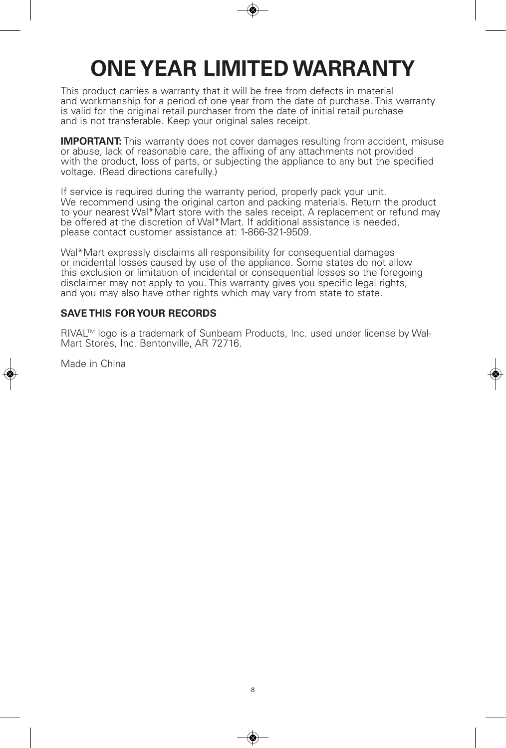# ONE YEAR LIMITED WARRANTY

This product carries a warranty that it will be free from defects in material and workmanship for a period of one year from the date of purchase. This warranty is valid for the original retail purchaser from the date of initial retail purchase and is not transferable. Keep your original sales receipt.

**IMPORTANT:** This warranty does not cover damages resulting from accident, misuse or abuse, lack of reasonable care, the affixing of any attachments not provided with the product, loss of parts, or subjecting the appliance to any but the specified voltage. (Read directions carefully.)

If service is required during the warranty period, properly pack your unit. We recommend using the original carton and packing materials. Return the product to your nearest Wal*Mart store with the sales receipt. A replacement or refund may be offered at the discretion of Wal*Mart. If additional assistance is needed, please contact customer assistance at: 1-866-321-9509.

Wal*Mart expressly disclaims all responsibility for consequential damages or incidental losses caused by use of the appliance. Some states do not allow this exclusion or limitation of incidental or consequential losses so the foregoing disclaimer may not apply to you. This warranty gives you specific legal rights, and you may also have other rights which may vary from state to state.

**SAVE THIS FOR YOUR RECORDS**

RIVAL™ logo is a trademark of Sunbeam Products, Inc. used under license by Wal-Mart Stores, Inc. Bentonville, AR 72716.

Made in China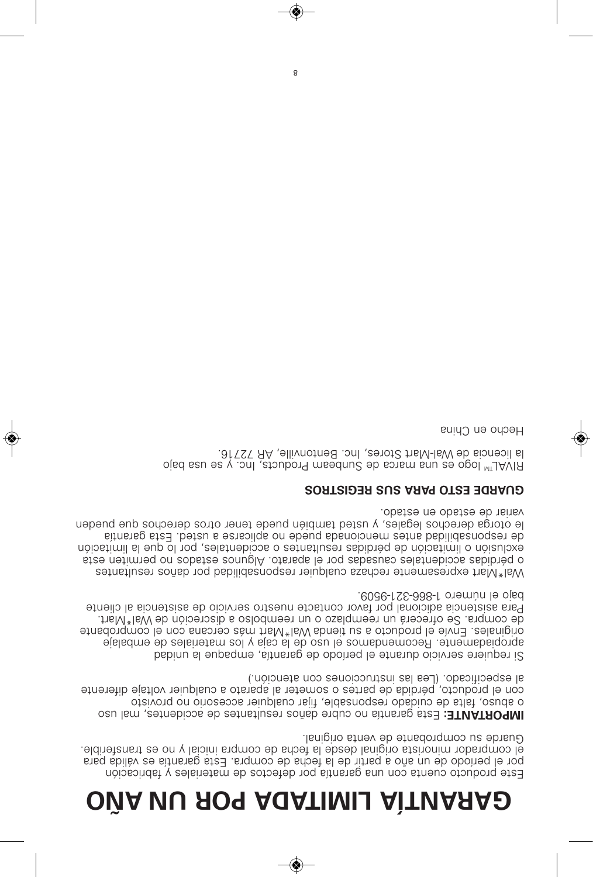# GARANTÍA LIMITADA POR UN AÑO

Este producto cuenta con una garantía por defectos de materiales y fabricación por el período de un año a partir de la fecha de compra. Esta garantía es válida para el comprador minorista original desde la fecha de compra inicial y no es transferible. Guarde su comprobante de venta original.

**IMPORTANTE:** Esta garantía no cubre daños resultantes de accidentes, mal uso o abuso, falta de cuidado responsable, fijar cualquier accesorio no provisto con el producto, pérdida de partes o someter al aparato a cualquier voltaje diferente al especificado. (Lea las instrucciones con atención.)

Si requiere servicio durante el período de garantía, empaque la unidad apropiadamente. Recomendamos el uso de la caja y los materiales de embalaje originales. Envíe el producto a su tienda Wal*Mart más cercana con el comprobante de compra. Se ofrecerá un reemplazo o un reembolso a discreción de Wal*Mart. Para asistencia adicional por favor contacte nuestro servicio de asistencia al cliente bajo el número 1-866-321-9509.

Wal*Mart expresamente rechaza cualquier responsabilidad por daños resultantes o pérdidas accidentales causadas por el aparato. Algunos estados no permiten esta exclusión o limitación de pérdidas resultantes o accidentales, por lo que la limitación de responsabilidad antes mencionada puede no aplicarse a usted. Esta garantía le otorga derechos legales, y usted también puede tener otros derechos que pueden variar de estado en estado.

**GUARDE ESTO PARA SUS REGISTROS**

RIVAL™ logo es una marca de Sunbeam Products, Inc. y se usa bajo la licencia de Wal-Mart Stores, Inc. Bentonville, AR 72716.

Hecho en China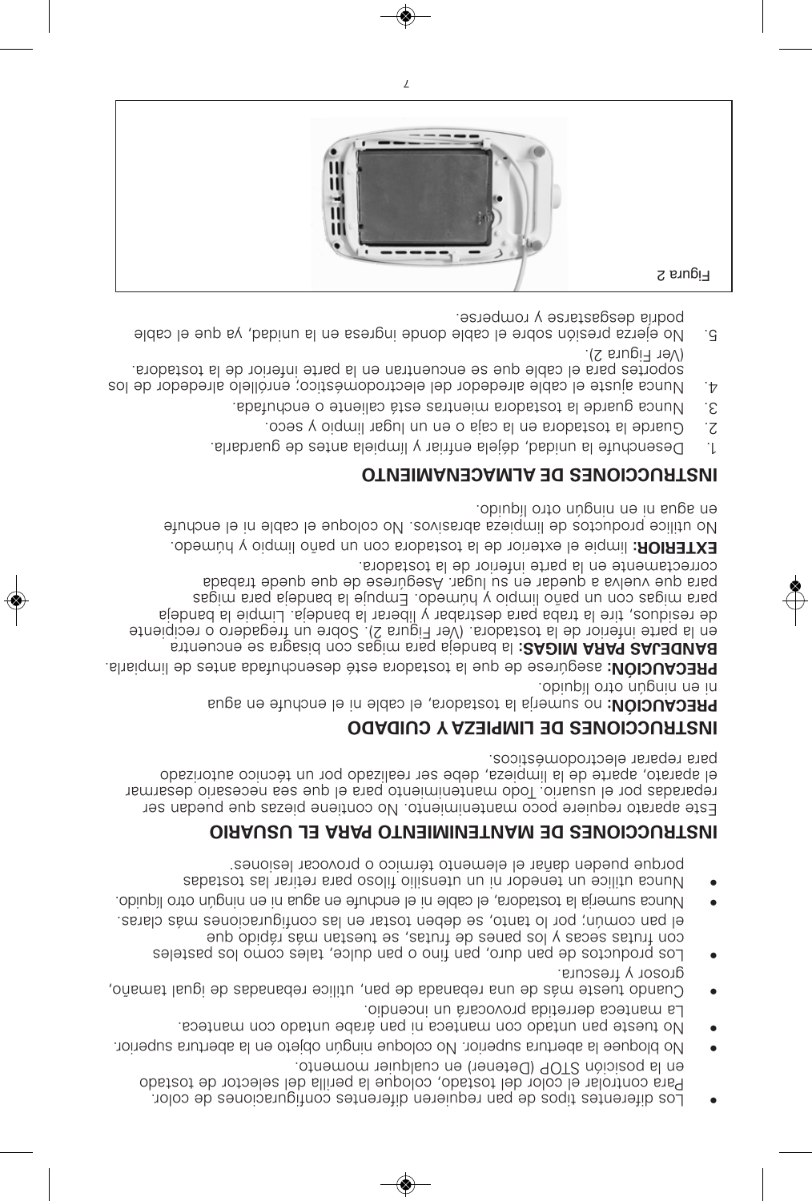- Los diferentes tipos de pan requieren diferentes configuraciones de color. Para controlar el color del tostado, coloque la perilla del selector de tostado en la posición STOP (Detener) en cualquier momento.
- No bloquee la abertura superior. No coloque ningún objeto en la abertura superior.
- No tueste pan untado con manteca ni pan árabe untado con manteca. La manteca derretida provocará un incendio.
- Cuando tueste más de una rebanada de pan, utilice rebanadas de igual tamaño, grosor y frescura.
- Los productos de pan duro, pan fino o pan dulce, tales como los pasteles con frutas secas y los panes de frutas, se tuestan más rápido que el pan común; por lo tanto, se deben tostar en las configuraciones más claras.
- Nunca sumerja la tostadora, el cable ni el enchufe en agua ni en ningún otro líquido.
- Nunca utilice un tenedor ni un utensilio filoso para retirar las tostadas porque pueden dañar el elemento térmico o provocar lesiones.

## INSTRUCCIONES DE MANTENIMIENTO PARA EL USUARIO

Este aparato requiere poco mantenimiento. No contiene piezas que puedan ser reparadas por el usuario. Todo mantenimiento para el que sea necesario desarmar el aparato, aparte de la limpieza, debe ser realizado por un técnico autorizado para reparar electrodomésticos.

## INSTRUCCIONES DE LIMPIEZA Y CUIDADO

**PRECAUCIÓN:** no sumerja la tostadora, el cable ni el enchufe en agua ni en ningún otro líquido.

**PRECAUCIÓN:** asegúrese de que la tostadora esté desenchufada antes de limpiarla.

**BANDEJAS PARA MIGAS:** la bandeja para migas con bisagra se encuentra en la parte inferior de la tostadora. (Ver Figura 2). Sobre un fregadero o recipiente de residuos, tire la traba para destrabar y liberar la bandeja. Limpie la bandeja para migas con un paño limpio y húmedo. Empuje la bandeja para migas para que vuelva a quedar en su lugar. Asegúrese de que quede trabada correctamente en la parte inferior de la tostadora.

**EXTERIOR:** limpie el exterior de la tostadora con un paño limpio y húmedo. No utilice productos de limpieza abrasivos. No coloque el cable ni el enchufe en agua ni en ningún otro líquido.

## INSTRUCCIONES DE ALMACENAMIENTO

1. Desenchufe la unidad, déjela enfriar y límpiela antes de guardarla.
2. Guarde la tostadora en la caja o en un lugar limpio y seco.
3. Nunca guarde la tostadora mientras está caliente o enchufada.
4. Nunca ajuste el cable alrededor del electrodoméstico; enróllelo alrededor de los soportes para el cable que se encuentran en la parte inferior de la tostadora. (Ver Figura 2).
5. No ejerza presión sobre el cable donde ingresa en la unidad, ya que el cable podría desgastarse y romperse.

Figura 2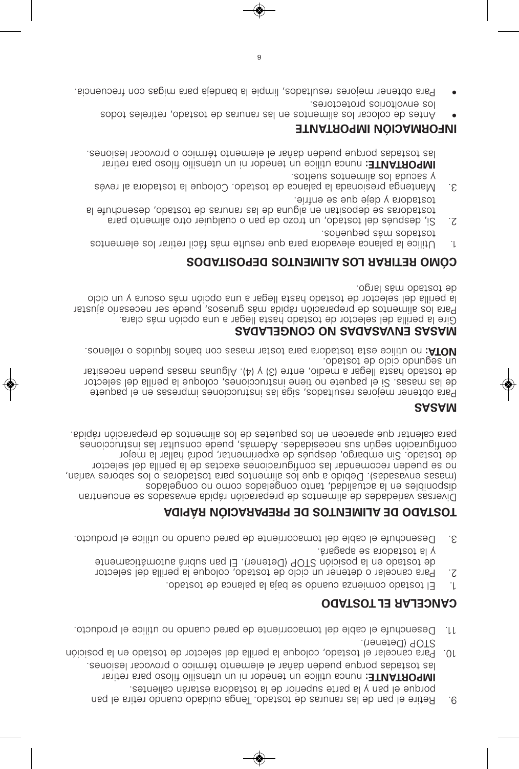9. Retire el pan de las ranuras de tostado. Tenga cuidado cuando retira el pan porque el pan y la parte superior de la tostadora estarán calientes.
   **IMPORTANTE:** nunca utilice un tenedor ni un utensilio filoso para retirar las tostadas porque pueden dañar el elemento térmico o provocar lesiones.
10. Para cancelar el tostado, coloque la perilla del selector de tostado en la posición STOP (Detener).
11. Desenchufe el cable del tomacorriente de pared cuando no utilice el producto.

## CANCELAR EL TOSTADO

1. El tostado comienza cuando se baja la palanca de tostado.
2. Para cancelar o detener un ciclo de tostado, coloque la perilla del selector de tostado en la posición STOP (Detener). El pan subirá automáticamente y la tostadora se apagará.
3. Desenchufe el cable del tomacorriente de pared cuando no utilice el producto.

## TOSTADO DE ALIMENTOS DE PREPARACIÓN RÁPIDA

Diversas variedades de alimentos de preparación rápida envasados se encuentran disponibles en la actualidad, tanto congelados como no congelados (masas envasadas). Debido a que los alimentos para tostadoras o los sabores varían, no se pueden recomendar las configuraciones exactas de la perilla del selector de tostado. Sin embargo, después de experimentar, podrá hallar la mejor configuración según sus necesidades. Además, puede consultar las instrucciones para calentar que aparecen en los paquetes de los alimentos de preparación rápida.

## MASAS

Para obtener mejores resultados, siga las instrucciones impresas en el paquete de las masas. Si el paquete no tiene instrucciones, coloque la perilla del selector de tostado hasta llegar a medio, entre (3) y (4). Algunas masas pueden necesitar un segundo ciclo de tostado.

**NOTA:** no utilice esta tostadora para tostar masas con baños líquidos o rellenos.

## MASAS ENVASADAS NO CONGELADAS

Gire la perilla del selector de tostado hasta llegar a una opción más clara. Para los alimentos de preparación rápida más gruesos, puede ser necesario ajustar la perilla del selector de tostado hasta llegar a una opción más oscura y un ciclo de tostado más largo.

## CÓMO RETIRAR LOS ALIMENTOS DEPOSITADOS

1. Utilice la palanca elevadora para que resulte más fácil retirar los elementos tostados más pequeños.
2. Si, después del tostado, un trozo de pan o cualquier otro alimento para tostadoras se depositan en alguna de las ranuras de tostado, desenchufe la tostadora y deje que se enfríe.
3. Mantenga presionada la palanca de tostado. Coloque la tostadora al revés y sacuda los alimentos sueltos.
   **IMPORTANTE:** nunca utilice un tenedor ni un utensilio filoso para retirar las tostadas porque pueden dañar el elemento térmico o provocar lesiones.

## INFORMACIÓN IMPORTANTE

- Antes de colocar los alimentos en las ranuras de tostado, retíreles todos los envoltorios protectores.
- Para obtener mejores resultados, limpie la bandeja para migas con frecuencia.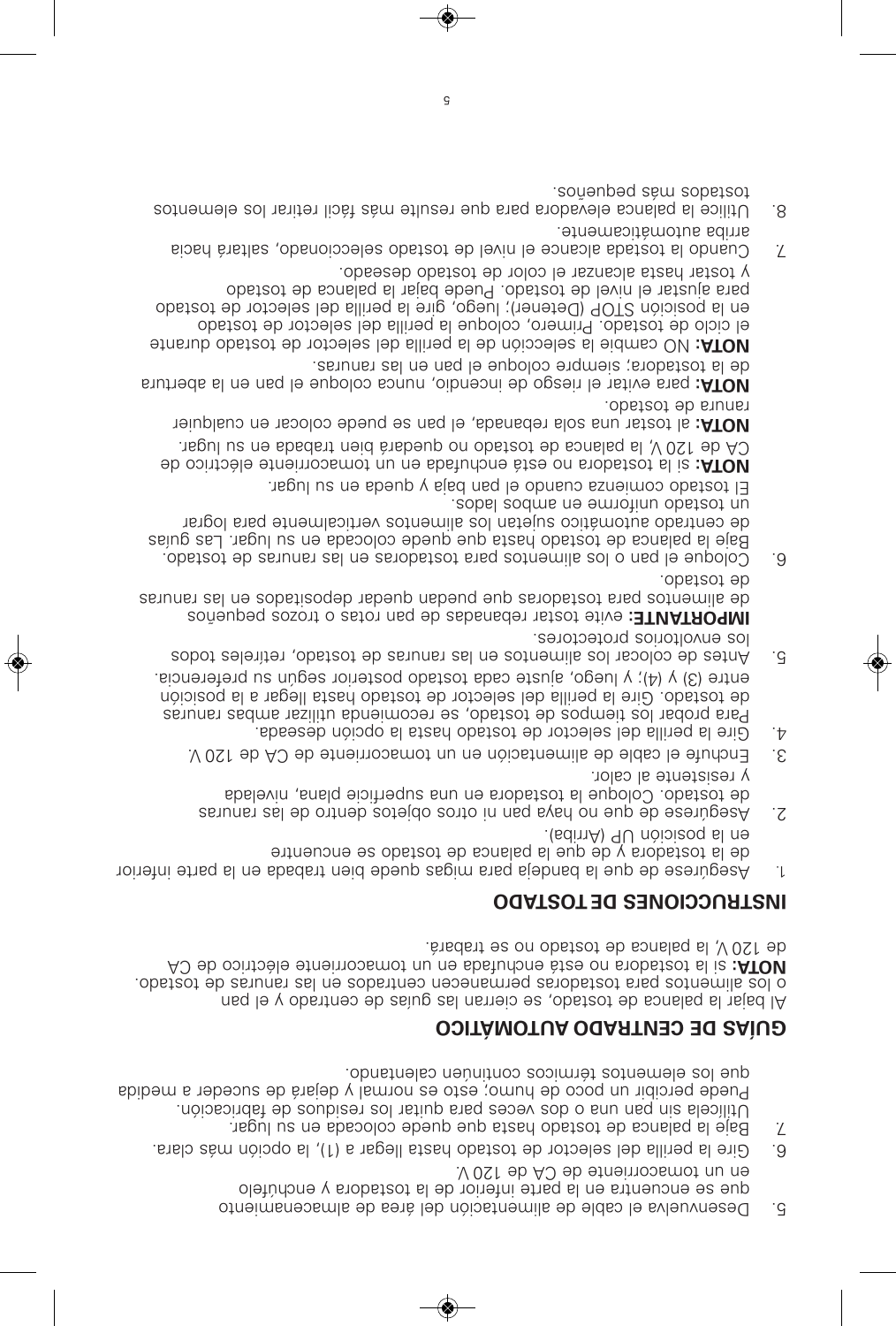5. Desenvuelva el cable de alimentación del área de almacenamiento que se encuentra en la parte inferior de la tostadora y enchúfelo en un tomacorriente de CA de 120 V.
6. Gire la perilla del selector de tostado hasta llegar a (1), la opción más clara.
7. Baje la palanca de tostado hasta que quede colocada en su lugar.

Utilícela sin pan una o dos veces para quitar los residuos de fabricación. Puede percibir un poco de humo; esto es normal y dejará de suceder a medida que los elementos térmicos continúen calentando.

## GUÍAS DE CENTRADO AUTOMÁTICO

Al bajar la palanca de tostado, se cierran las guías de centrado y el pan o los alimentos para tostadoras permanecen centrados en las ranuras de tostado.

**NOTA:** si la tostadora no está enchufada en un tomacorriente eléctrico de CA de 120 V, la palanca de tostado no se trabará.

## INSTRUCCIONES DE TOSTADO

1. Asegúrese de que la bandeja para migas quede bien trabada en la parte inferior de la tostadora y de que la palanca de tostado se encuentre en la posición UP (Arriba).
2. Asegúrese de que no haya pan ni otros objetos dentro de las ranuras de tostado. Coloque la tostadora en una superficie plana, nivelada y resistente al calor.
3. Enchufe el cable de alimentación en un tomacorriente de CA de 120 V.
4. Gire la perilla del selector de tostado hasta la opción deseada. Para probar los tiempos de tostado, se recomienda utilizar ambas ranuras de tostado. Gire la perilla del selector de tostado hasta llegar a la posición entre (3) y (4); y luego, ajuste cada tostado posterior según su preferencia.
5. Antes de colocar los alimentos en las ranuras de tostado, retíreles todos los envoltorios protectores.

   **IMPORTANTE:** evite tostar rebanadas de pan rotas o trozos pequeños de alimentos para tostadoras que puedan quedar depositados en las ranuras de tostado.
6. Coloque el pan o los alimentos para tostadoras en las ranuras de tostado. Baje la palanca de tostado hasta que quede colocada en su lugar. Las guías de centrado automático sujetan los alimentos verticalmente para lograr un tostado uniforme en ambos lados.

   El tostado comienza cuando el pan baja y queda en su lugar.

   **NOTA:** si la tostadora no está enchufada en un tomacorriente eléctrico de CA de 120 V, la palanca de tostado no quedará bien trabada en su lugar.

   **NOTA:** al tostar una sola rebanada, el pan se puede colocar en cualquier ranura de tostado.

   **NOTA:** para evitar el riesgo de incendio, nunca coloque el pan en la abertura de la tostadora; siempre coloque el pan en las ranuras.

   **NOTA:** NO cambie la selección de la perilla del selector de tostado durante el ciclo de tostado. Primero, coloque la perilla del selector de tostado en la posición STOP (Detener); luego, gire la perilla del selector de tostado para ajustar el nivel de tostado. Puede bajar la palanca de tostado y tostar hasta alcanzar el color de tostado deseado.
7. Cuando la tostada alcance el nivel de tostado seleccionado, saltará hacia arriba automáticamente.
8. Utilice la palanca elevadora para que resulte más fácil retirar los elementos tostados más pequeños.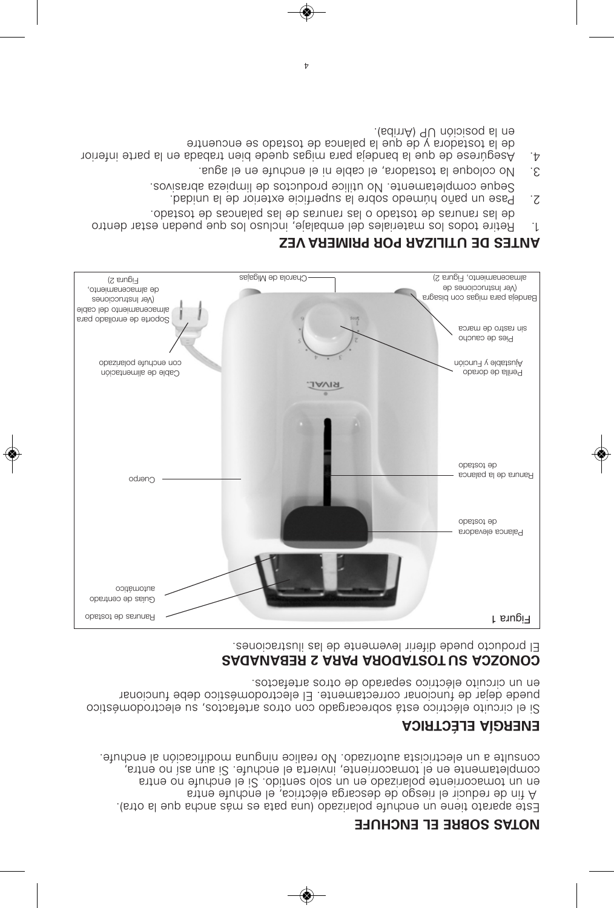## NOTAS SOBRE EL ENCHUFE

Este aparato tiene un enchufe polarizado (una pata es más ancha que la otra). A fin de reducir el riesgo de descarga eléctrica, el enchufe entra en un tomacorriente polarizado en un solo sentido. Si el enchufe no entra completamente en el tomacorriente, invierta el enchufe. Si aun así no entra, consulte a un electricista autorizado. No realice ninguna modificación al enchufe.

## ENERGÍA ELÉCTRICA

Si el circuito eléctrico está sobrecargado con otros artefactos, su electrodoméstico puede dejar de funcionar correctamente. El electrodoméstico debe funcionar en un circuito eléctrico separado de otros artefactos.

## CONOZCA SU TOSTADORA PARA 2 REBANADAS

El producto puede diferir levemente de las ilustraciones.

Figura 1

- Ranuras de tostado
- Guías de centrado automático
- Palanca elevadora de tostado
- Ranura de la palanca de tostado
- Cuerpo
- Perilla de dorado Ajustable y Función
- Cable de alimentación con enchufe polarizado
- Pies de caucho sin rastro de marca
- Soporte de enrollado para almacenamiento del cable (Ver Instrucciones de almacenamiento, Figura 2)
- Bandeja para migas con bisagra (Ver Instrucciones de almacenamiento, Figura 2)
- Charola de Migajas

## ANTES DE UTILIZAR POR PRIMERA VEZ

1. Retire todos los materiales del embalaje, incluso los que puedan estar dentro de las ranuras de tostado o las ranuras de las palancas de tostado.
2. Pase un paño húmedo sobre la superficie exterior de la unidad. Seque completamente. No utilice productos de limpieza abrasivos.
3. No coloque la tostadora, el cable ni el enchufe en el agua.
4. Asegúrese de que la bandeja para migas quede bien trabada en la parte inferior de la tostadora y de que la palanca de tostado se encuentre en la posición UP (Arriba).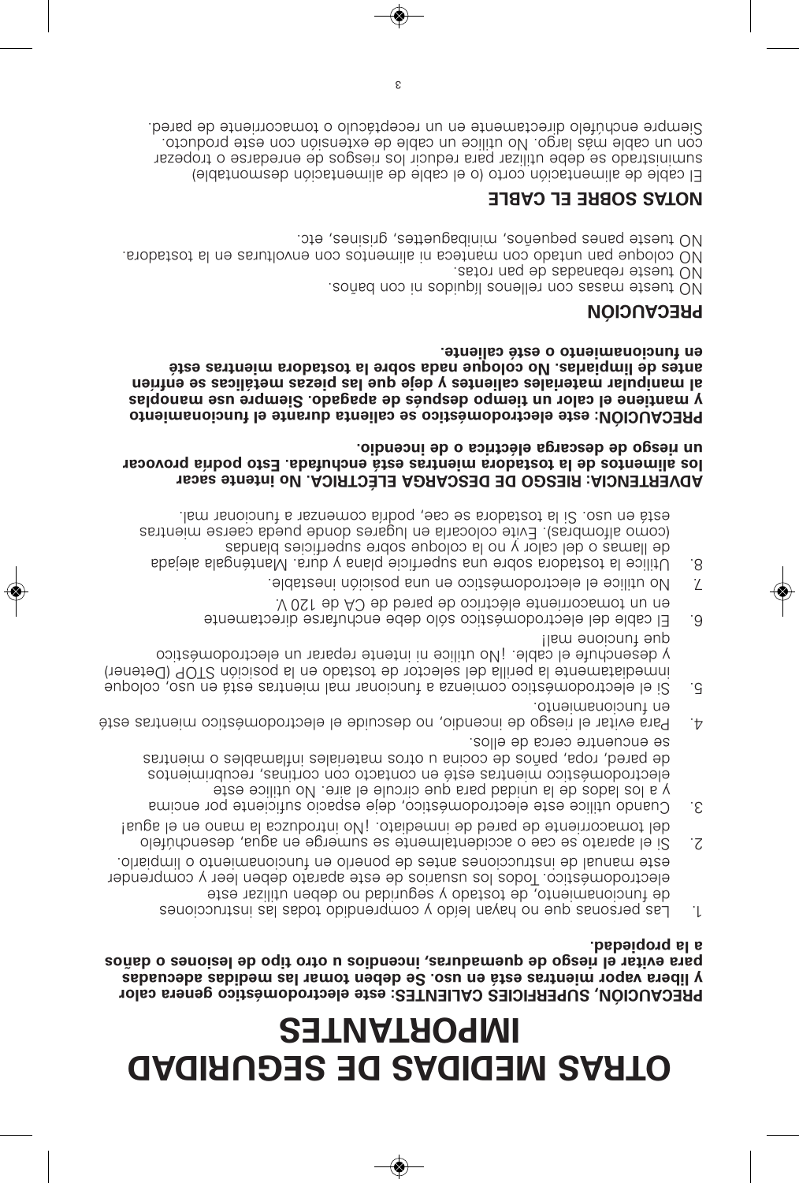# OTRAS MEDIDAS DE SEGURIDAD IMPORTANTES

**PRECAUCIÓN, SUPERFICIES CALIENTES: este electrodoméstico genera calor y libera vapor mientras está en uso. Se deben tomar las medidas adecuadas para evitar el riesgo de quemaduras, incendios u otro tipo de lesiones o daños a la propiedad.**

1. Las personas que no hayan leído y comprendido todas las instrucciones de funcionamiento, de tostado y seguridad no deben utilizar este electrodoméstico. Todos los usuarios de este aparato deben leer y comprender este manual de instrucciones antes de ponerlo en funcionamiento o limpiarlo.
2. Si el aparato se cae o accidentalmente se sumerge en agua, desenchúfelo del tomacorriente de pared de inmediato. ¡No introduzca la mano en el agua!
3. Cuando utilice este electrodoméstico, deje espacio suficiente por encima y a los lados de la unidad para que circule el aire. No utilice este electrodoméstico mientras esté en contacto con cortinas, recubrimientos de pared, ropa, paños de cocina u otros materiales inflamables o mientras se encuentre cerca de ellos.
4. Para evitar el riesgo de incendio, no descuide el electrodoméstico mientras esté en funcionamiento.
5. Si el electrodoméstico comienza a funcionar mal mientras está en uso, coloque inmediatamente la perilla del selector de tostado en la posición STOP (Detener) y desenchufe el cable. ¡No utilice ni intente reparar un electrodoméstico que funcione mal!
6. El cable del electrodoméstico sólo debe enchufarse directamente en un tomacorriente eléctrico de pared de CA de 120 V.
7. No utilice el electrodoméstico en una posición inestable.
8. Utilice la tostadora sobre una superficie plana y dura. Manténgala alejada de llamas o del calor y no la coloque sobre superficies blandas (como alfombras). Evite colocarla en lugares donde pueda caerse mientras está en uso. Si la tostadora se cae, podría comenzar a funcionar mal.

**ADVERTENCIA: RIESGO DE DESCARGA ELÉCTRICA. No intente sacar los alimentos de la tostadora mientras está enchufada. Esto podría provocar un riesgo de descarga eléctrica o de incendio.**

**PRECAUCIÓN: este electrodoméstico se calienta durante el funcionamiento y mantiene el calor un tiempo después de apagado. Siempre use manoplas al manipular materiales calientes y deje que las piezas metálicas se enfríen antes de limpiarlas. No coloque nada sobre la tostadora mientras esté en funcionamiento o esté caliente.**

## PRECAUCIÓN

NO tueste masas con rellenos líquidos ni con baños.
NO tueste rebanadas de pan rotas.
NO coloque pan untado con manteca ni alimentos con envolturas en la tostadora.
NO tueste panes pequeños, minibaguettes, grisines, etc.

## NOTAS SOBRE EL CABLE

El cable de alimentación corto (o el cable de alimentación desmontable) suministrado se debe utilizar para reducir los riesgos de enredarse o tropezar con un cable más largo. No utilice un cable de extensión con este producto. Siempre enchúfelo directamente en un receptáculo o tomacorriente de pared.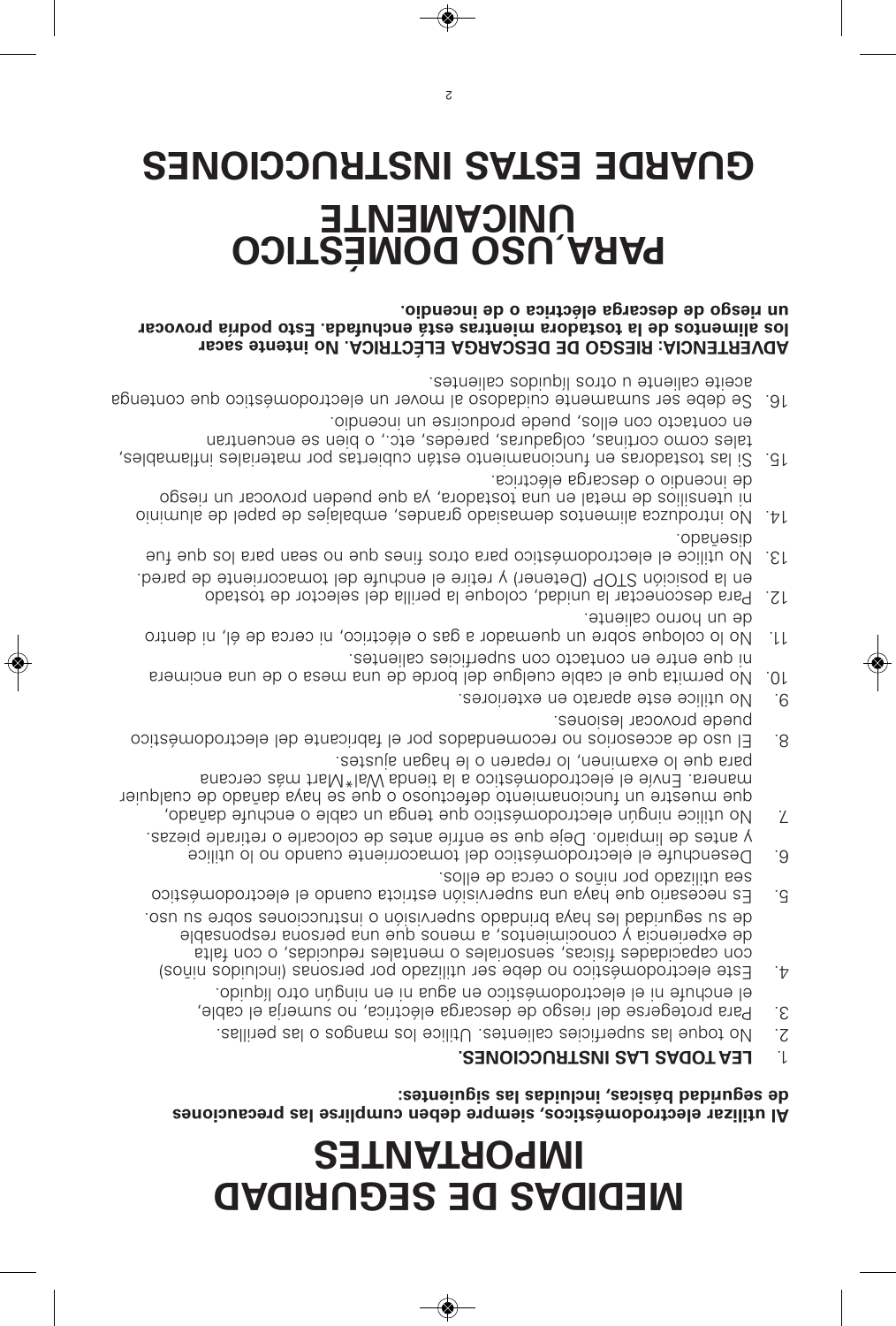# MEDIDAS DE SEGURIDAD IMPORTANTES

**Al utilizar electrodomésticos, siempre deben cumplirse las precauciones de seguridad básicas, incluidas las siguientes:**

1. **LEA TODAS LAS INSTRUCCIONES.**
2. No toque las superficies calientes. Utilice los mangos o las perillas.
3. Para protegerse del riesgo de descarga eléctrica, no sumerja el cable, el enchufe ni el electrodoméstico en agua ni en ningún otro líquido.
4. Este electrodoméstico no debe ser utilizado por personas (incluidos niños) con capacidades físicas, sensoriales o mentales reducidas, o con falta de experiencia y conocimientos, a menos que una persona responsable de su seguridad les haya brindado supervisión o instrucciones sobre su uso.
5. Es necesario que haya una supervisión estricta cuando el electrodoméstico sea utilizado por niños o cerca de ellos.
6. Desenchufe el electrodoméstico del tomacorriente cuando no lo utilice y antes de limpiarlo. Deje que se enfríe antes de colocarle o retirarle piezas.
7. No utilice ningún electrodoméstico que tenga un cable o enchufe dañado, que muestre un funcionamiento defectuoso o que se haya dañado de cualquier manera. Envíe el electrodoméstico a la tienda Wal*Mart más cercana para que lo examinen, lo reparen o le hagan ajustes.
8. El uso de accesorios no recomendados por el fabricante del electrodoméstico puede provocar lesiones.
9. No utilice este aparato en exteriores.
10. No permita que el cable cuelgue del borde de una mesa o de una encimera ni que entre en contacto con superficies calientes.
11. No lo coloque sobre un quemador a gas o eléctrico, ni cerca de él, ni dentro de un horno caliente.
12. Para desconectar la unidad, coloque la perilla del selector de tostado en la posición STOP (Detener) y retire el enchufe del tomacorriente de pared.
13. No utilice el electrodoméstico para otros fines que no sean para los que fue diseñado.
14. No introduzca alimentos demasiado grandes, embalajes de papel de aluminio ni utensilios de metal en una tostadora, ya que pueden provocar un riesgo de incendio o descarga eléctrica.
15. Si las tostadoras en funcionamiento están cubiertas por materiales inflamables, tales como cortinas, colgaduras, paredes, etc., o bien se encuentran en contacto con ellos, puede producirse un incendio.
16. Se debe ser sumamente cuidadoso al mover un electrodoméstico que contenga aceite caliente u otros líquidos calientes.

**ADVERTENCIA: RIESGO DE DESCARGA ELÉCTRICA. No intente sacar los alimentos de la tostadora mientras está enchufada. Esto podría provocar un riesgo de descarga eléctrica o de incendio.**

# PARA USO DOMÉSTICO ÚNICAMENTE

# GUARDE ESTAS INSTRUCCIONES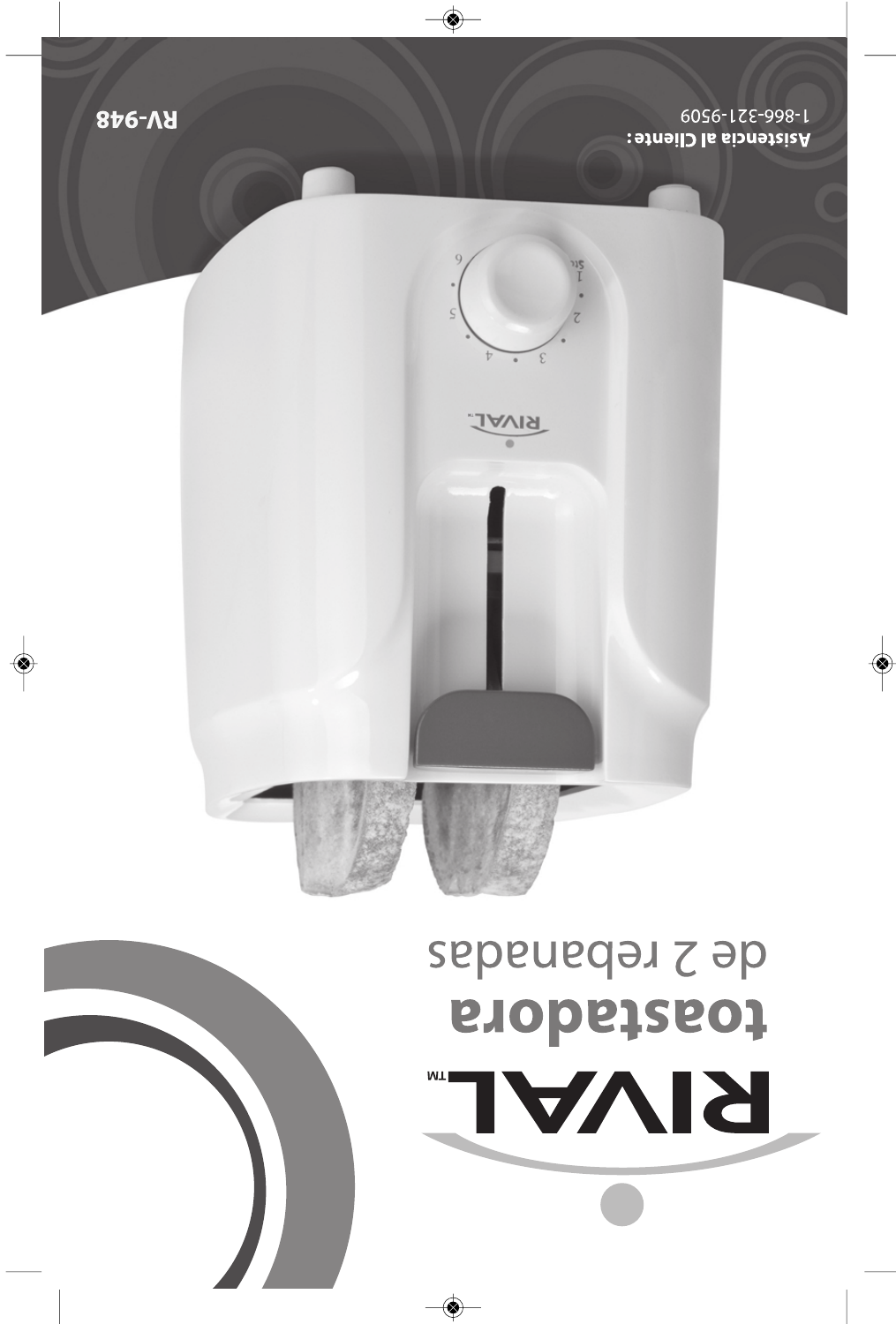Asistencia al Cliente:
1-866-321-9509

**RV-948**

# RIVAL™

# **toastadora**
de 2 rebanadas